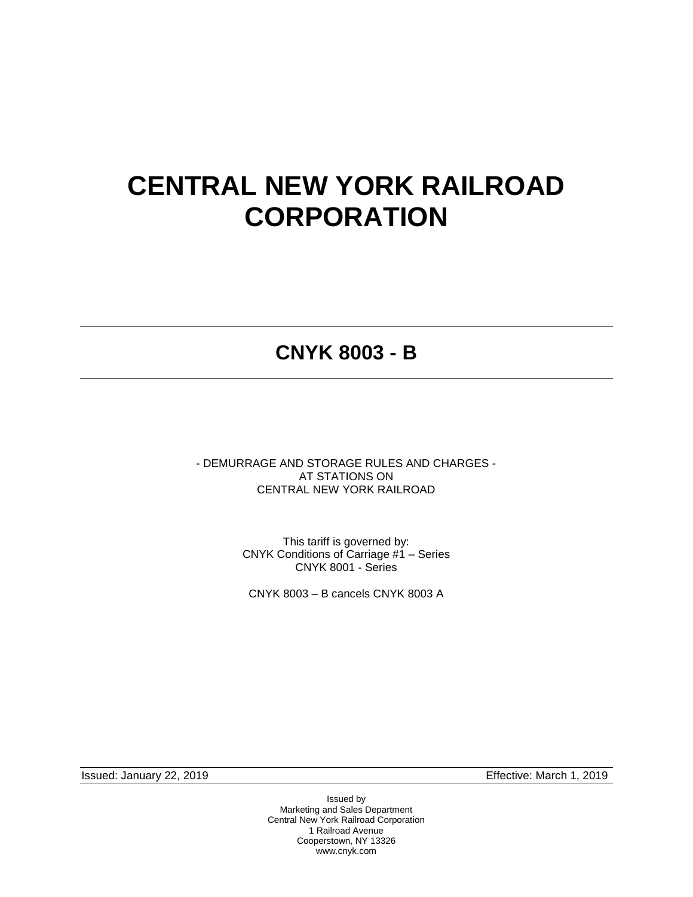# CENTRAL NEW YORK RAILROAD CORPORATION

---

## CNYK 8003 - B

---

- DEMURRAGE AND STORAGE RULES AND CHARGES -
AT STATIONS ON
CENTRAL NEW YORK RAILROAD

This tariff is governed by:
CNYK Conditions of Carriage #1 – Series
CNYK 8001 - Series

CNYK 8003 – B cancels CNYK 8003 A

Issued: January 22, 2019 Effective: March 1, 2019

Issued by
Marketing and Sales Department
Central New York Railroad Corporation
1 Railroad Avenue
Cooperstown, NY 13326
www.cnyk.com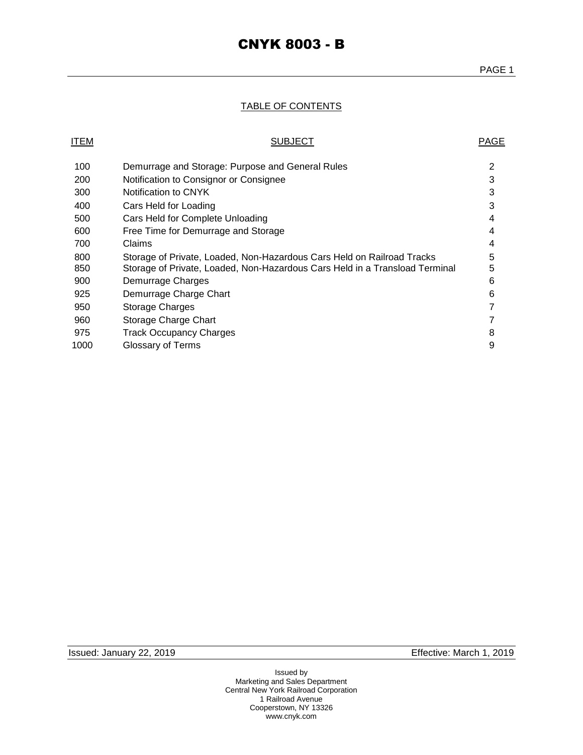# CNYK 8003 - B

TABLE OF CONTENTS

| ITEM | SUBJECT | PAGE |
|---|---|---|
| 100 | Demurrage and Storage: Purpose and General Rules | 2 |
| 200 | Notification to Consignor or Consignee | 3 |
| 300 | Notification to CNYK | 3 |
| 400 | Cars Held for Loading | 3 |
| 500 | Cars Held for Complete Unloading | 4 |
| 600 | Free Time for Demurrage and Storage | 4 |
| 700 | Claims | 4 |
| 800 | Storage of Private, Loaded, Non-Hazardous Cars Held on Railroad Tracks | 5 |
| 850 | Storage of Private, Loaded, Non-Hazardous Cars Held in a Transload Terminal | 5 |
| 900 | Demurrage Charges | 6 |
| 925 | Demurrage Charge Chart | 6 |
| 950 | Storage Charges | 7 |
| 960 | Storage Charge Chart | 7 |
| 975 | Track Occupancy Charges | 8 |
| 1000 | Glossary of Terms | 9 |

Issued: January 22, 2019 Effective: March 1, 2019

Issued by
Marketing and Sales Department
Central New York Railroad Corporation
1 Railroad Avenue
Cooperstown, NY 13326
www.cnyk.com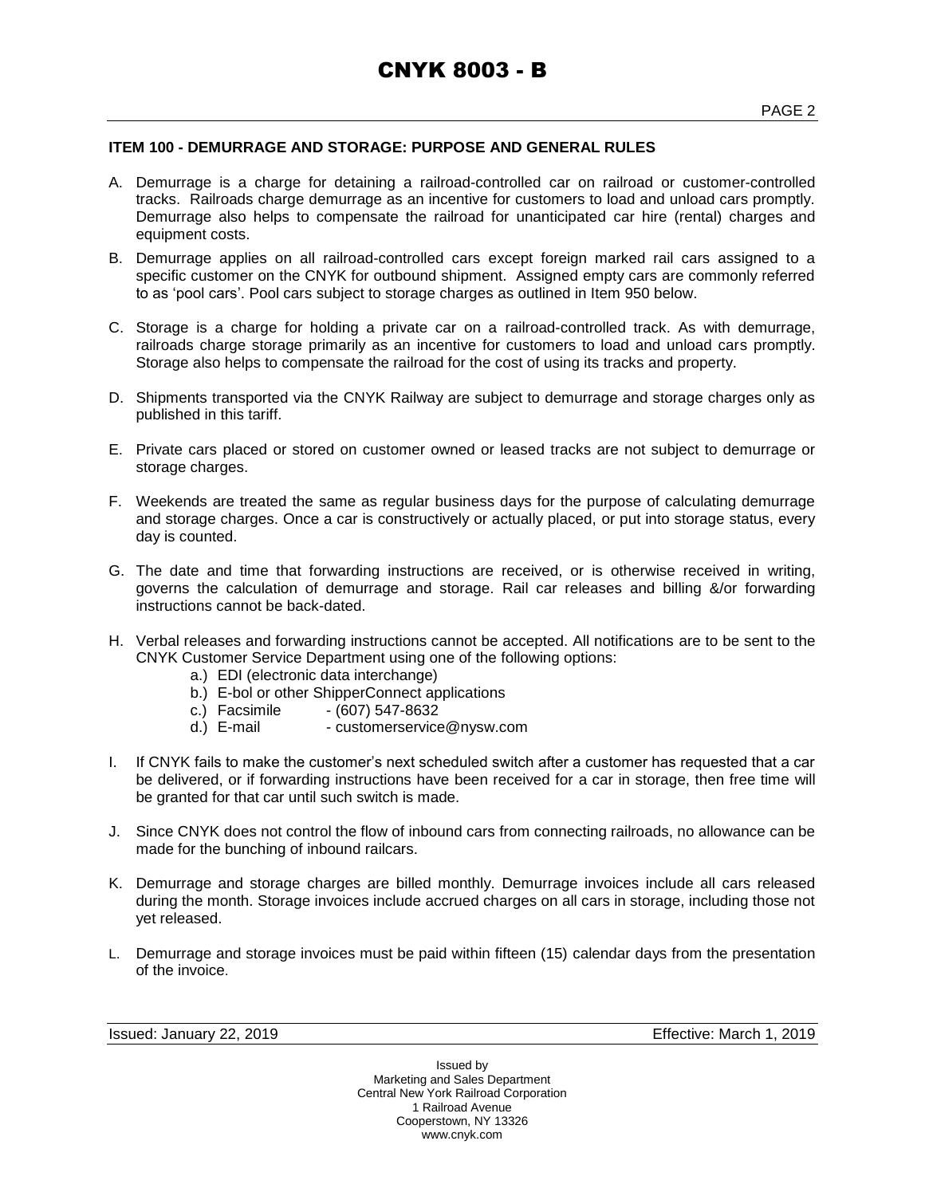### ITEM 100 - DEMURRAGE AND STORAGE: PURPOSE AND GENERAL RULES

A. Demurrage is a charge for detaining a railroad-controlled car on railroad or customer-controlled tracks. Railroads charge demurrage as an incentive for customers to load and unload cars promptly. Demurrage also helps to compensate the railroad for unanticipated car hire (rental) charges and equipment costs.

B. Demurrage applies on all railroad-controlled cars except foreign marked rail cars assigned to a specific customer on the CNYK for outbound shipment. Assigned empty cars are commonly referred to as 'pool cars'. Pool cars subject to storage charges as outlined in Item 950 below.

C. Storage is a charge for holding a private car on a railroad-controlled track. As with demurrage, railroads charge storage primarily as an incentive for customers to load and unload cars promptly. Storage also helps to compensate the railroad for the cost of using its tracks and property.

D. Shipments transported via the CNYK Railway are subject to demurrage and storage charges only as published in this tariff.

E. Private cars placed or stored on customer owned or leased tracks are not subject to demurrage or storage charges.

F. Weekends are treated the same as regular business days for the purpose of calculating demurrage and storage charges. Once a car is constructively or actually placed, or put into storage status, every day is counted.

G. The date and time that forwarding instructions are received, or is otherwise received in writing, governs the calculation of demurrage and storage. Rail car releases and billing &/or forwarding instructions cannot be back-dated.

H. Verbal releases and forwarding instructions cannot be accepted. All notifications are to be sent to the CNYK Customer Service Department using one of the following options:
   a.) EDI (electronic data interchange)
   b.) E-bol or other ShipperConnect applications
   c.) Facsimile - (607) 547-8632
   d.) E-mail - customerservice@nysw.com

I. If CNYK fails to make the customer's next scheduled switch after a customer has requested that a car be delivered, or if forwarding instructions have been received for a car in storage, then free time will be granted for that car until such switch is made.

J. Since CNYK does not control the flow of inbound cars from connecting railroads, no allowance can be made for the bunching of inbound railcars.

K. Demurrage and storage charges are billed monthly. Demurrage invoices include all cars released during the month. Storage invoices include accrued charges on all cars in storage, including those not yet released.

L. Demurrage and storage invoices must be paid within fifteen (15) calendar days from the presentation of the invoice.

Issued: January 22, 2019 Effective: March 1, 2019

Issued by
Marketing and Sales Department
Central New York Railroad Corporation
1 Railroad Avenue
Cooperstown, NY 13326
www.cnyk.com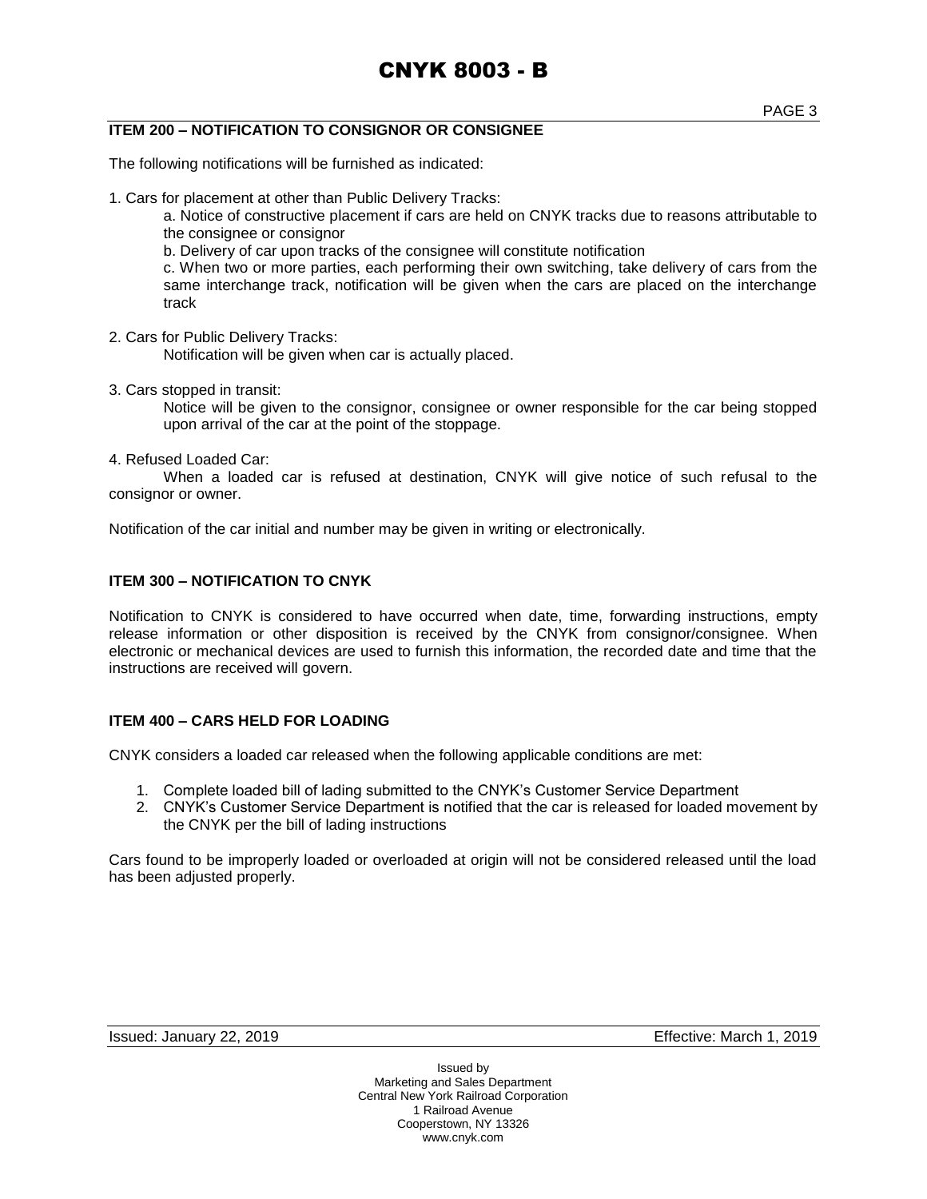## ITEM 200 – NOTIFICATION TO CONSIGNOR OR CONSIGNEE

The following notifications will be furnished as indicated:

1. Cars for placement at other than Public Delivery Tracks:
   
   a. Notice of constructive placement if cars are held on CNYK tracks due to reasons attributable to the consignee or consignor
   
   b. Delivery of car upon tracks of the consignee will constitute notification
   
   c. When two or more parties, each performing their own switching, take delivery of cars from the same interchange track, notification will be given when the cars are placed on the interchange track

2. Cars for Public Delivery Tracks:
   
   Notification will be given when car is actually placed.

3. Cars stopped in transit:
   
   Notice will be given to the consignor, consignee or owner responsible for the car being stopped upon arrival of the car at the point of the stoppage.

4. Refused Loaded Car:
   
   When a loaded car is refused at destination, CNYK will give notice of such refusal to the consignor or owner.

Notification of the car initial and number may be given in writing or electronically.

## ITEM 300 – NOTIFICATION TO CNYK

Notification to CNYK is considered to have occurred when date, time, forwarding instructions, empty release information or other disposition is received by the CNYK from consignor/consignee. When electronic or mechanical devices are used to furnish this information, the recorded date and time that the instructions are received will govern.

## ITEM 400 – CARS HELD FOR LOADING

CNYK considers a loaded car released when the following applicable conditions are met:

1. Complete loaded bill of lading submitted to the CNYK's Customer Service Department
2. CNYK's Customer Service Department is notified that the car is released for loaded movement by the CNYK per the bill of lading instructions

Cars found to be improperly loaded or overloaded at origin will not be considered released until the load has been adjusted properly.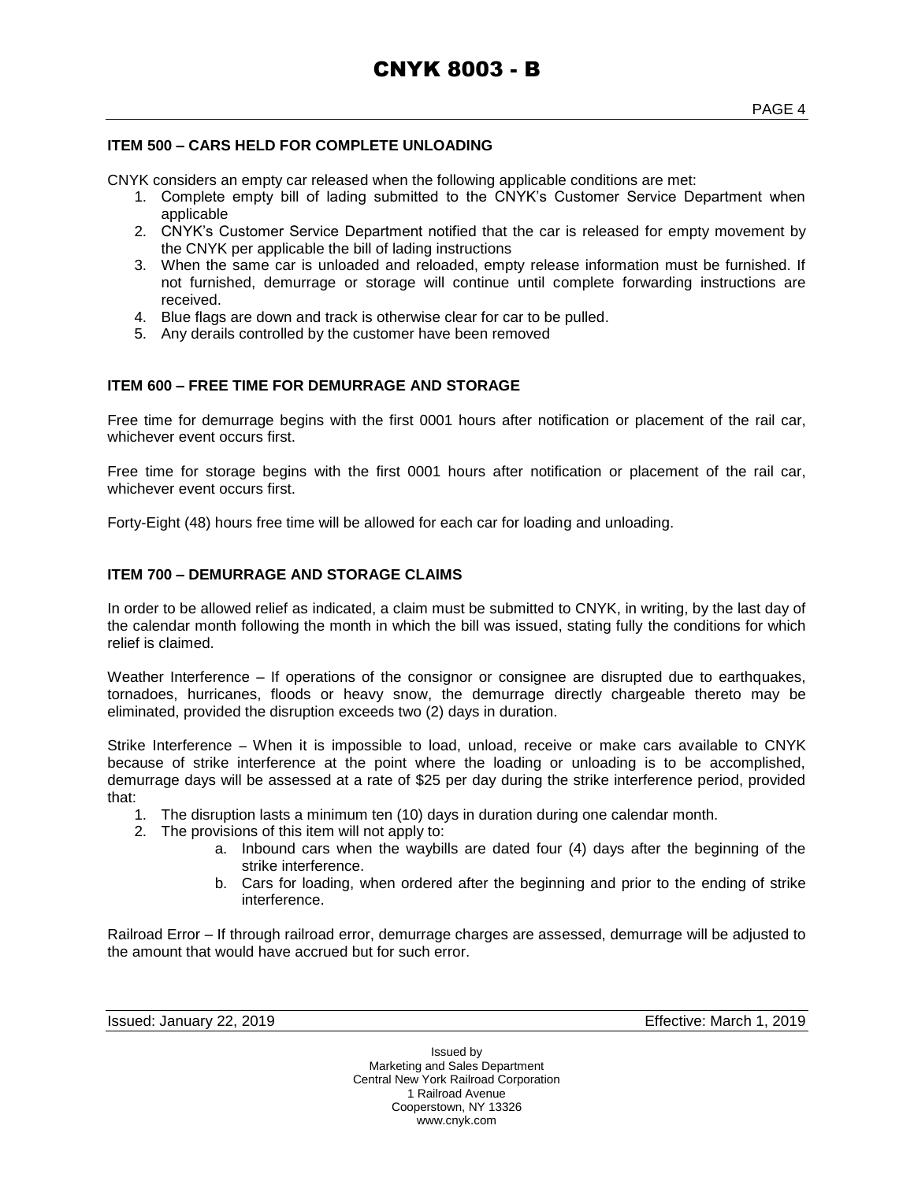### ITEM 500 – CARS HELD FOR COMPLETE UNLOADING

CNYK considers an empty car released when the following applicable conditions are met:

1. Complete empty bill of lading submitted to the CNYK's Customer Service Department when applicable
2. CNYK's Customer Service Department notified that the car is released for empty movement by the CNYK per applicable the bill of lading instructions
3. When the same car is unloaded and reloaded, empty release information must be furnished. If not furnished, demurrage or storage will continue until complete forwarding instructions are received.
4. Blue flags are down and track is otherwise clear for car to be pulled.
5. Any derails controlled by the customer have been removed

### ITEM 600 – FREE TIME FOR DEMURRAGE AND STORAGE

Free time for demurrage begins with the first 0001 hours after notification or placement of the rail car, whichever event occurs first.

Free time for storage begins with the first 0001 hours after notification or placement of the rail car, whichever event occurs first.

Forty-Eight (48) hours free time will be allowed for each car for loading and unloading.

### ITEM 700 – DEMURRAGE AND STORAGE CLAIMS

In order to be allowed relief as indicated, a claim must be submitted to CNYK, in writing, by the last day of the calendar month following the month in which the bill was issued, stating fully the conditions for which relief is claimed.

Weather Interference – If operations of the consignor or consignee are disrupted due to earthquakes, tornadoes, hurricanes, floods or heavy snow, the demurrage directly chargeable thereto may be eliminated, provided the disruption exceeds two (2) days in duration.

Strike Interference – When it is impossible to load, unload, receive or make cars available to CNYK because of strike interference at the point where the loading or unloading is to be accomplished, demurrage days will be assessed at a rate of $25 per day during the strike interference period, provided that:

1. The disruption lasts a minimum ten (10) days in duration during one calendar month.
2. The provisions of this item will not apply to:
   a. Inbound cars when the waybills are dated four (4) days after the beginning of the strike interference.
   b. Cars for loading, when ordered after the beginning and prior to the ending of strike interference.

Railroad Error – If through railroad error, demurrage charges are assessed, demurrage will be adjusted to the amount that would have accrued but for such error.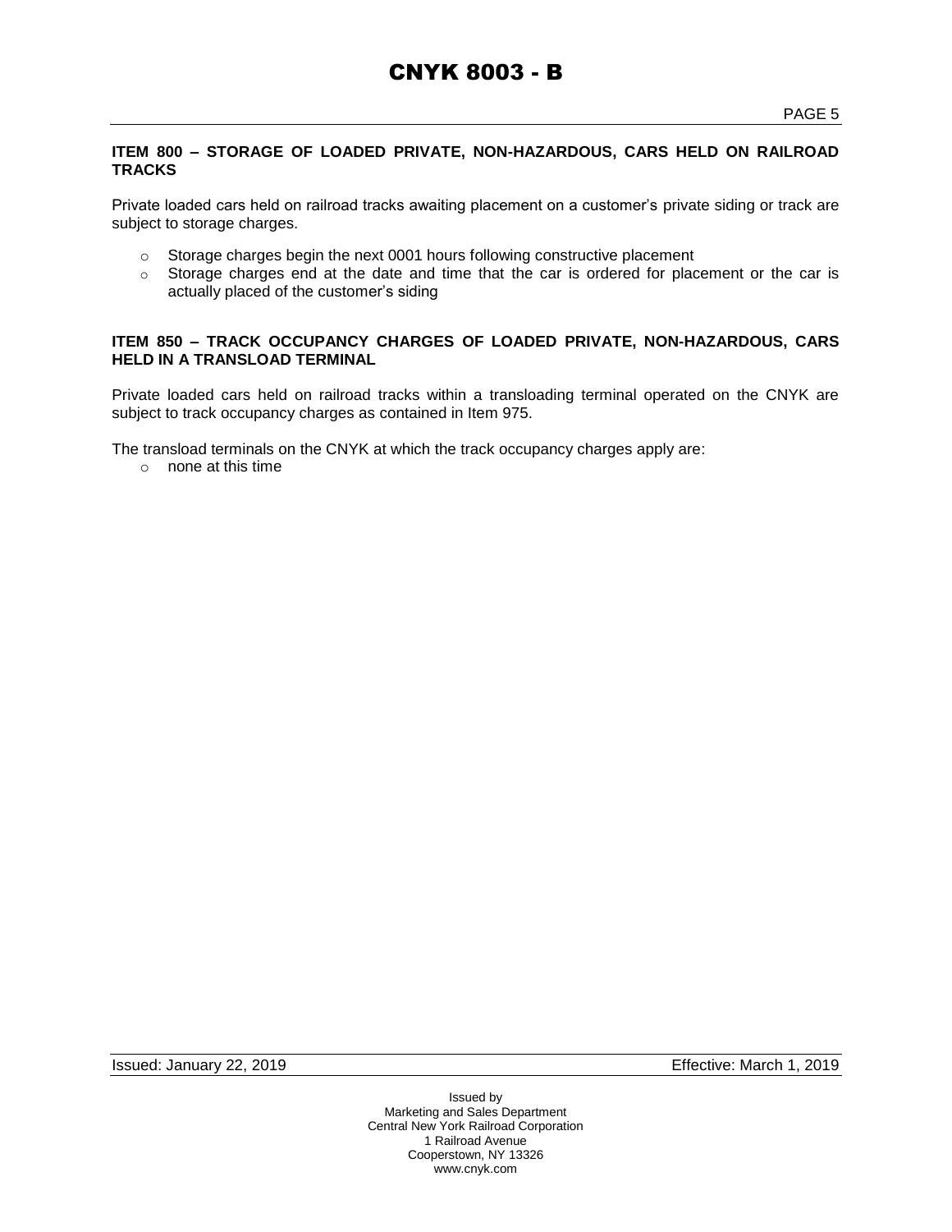## ITEM 800 – STORAGE OF LOADED PRIVATE, NON-HAZARDOUS, CARS HELD ON RAILROAD TRACKS

Private loaded cars held on railroad tracks awaiting placement on a customer's private siding or track are subject to storage charges.

- Storage charges begin the next 0001 hours following constructive placement
- Storage charges end at the date and time that the car is ordered for placement or the car is actually placed of the customer's siding

## ITEM 850 – TRACK OCCUPANCY CHARGES OF LOADED PRIVATE, NON-HAZARDOUS, CARS HELD IN A TRANSLOAD TERMINAL

Private loaded cars held on railroad tracks within a transloading terminal operated on the CNYK are subject to track occupancy charges as contained in Item 975.

The transload terminals on the CNYK at which the track occupancy charges apply are:

- none at this time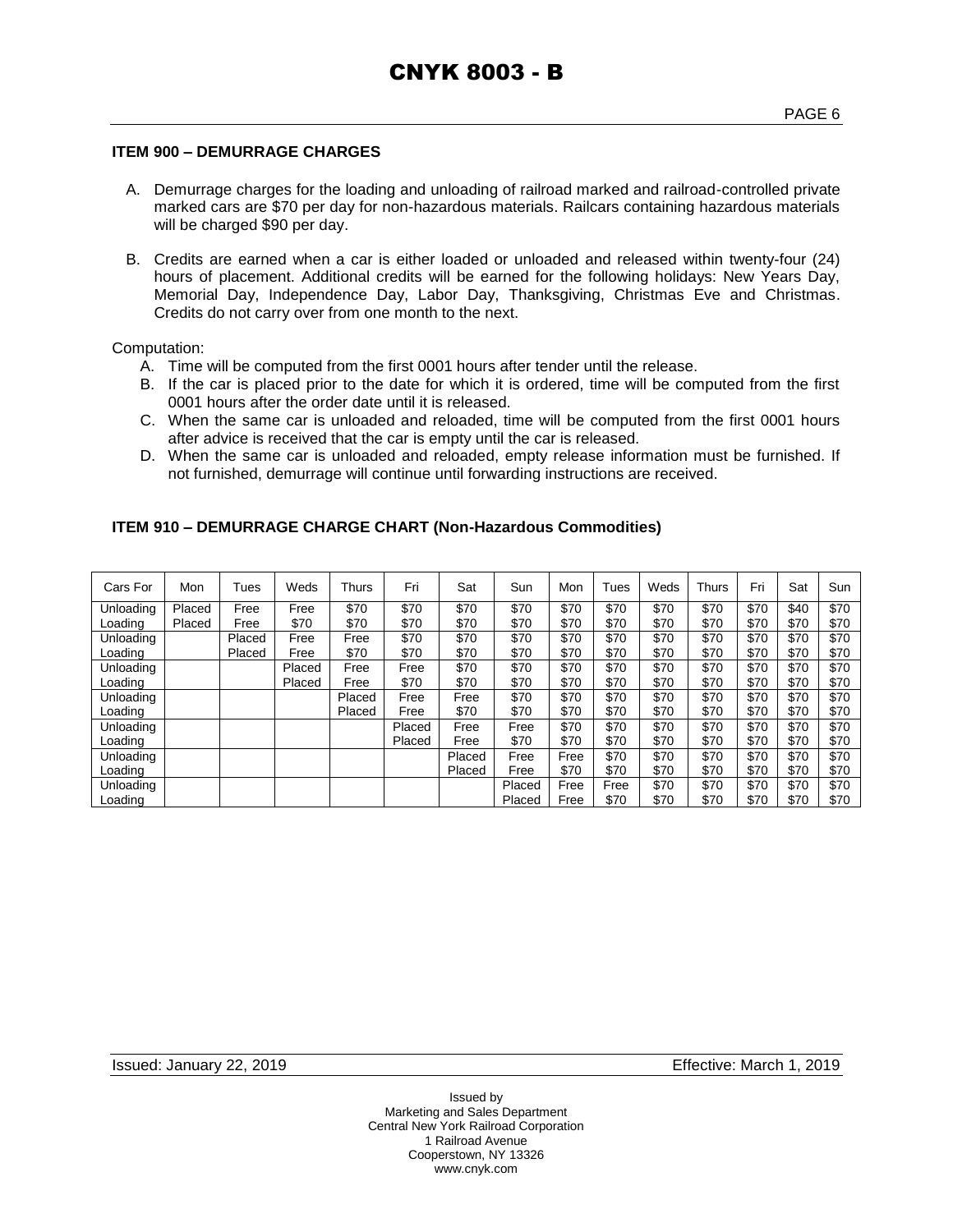# CNYK 8003 - B

### ITEM 900 – DEMURRAGE CHARGES

A. Demurrage charges for the loading and unloading of railroad marked and railroad-controlled private marked cars are $70 per day for non-hazardous materials. Railcars containing hazardous materials will be charged $90 per day.

B. Credits are earned when a car is either loaded or unloaded and released within twenty-four (24) hours of placement. Additional credits will be earned for the following holidays: New Years Day, Memorial Day, Independence Day, Labor Day, Thanksgiving, Christmas Eve and Christmas. Credits do not carry over from one month to the next.

Computation:

A. Time will be computed from the first 0001 hours after tender until the release.
B. If the car is placed prior to the date for which it is ordered, time will be computed from the first 0001 hours after the order date until it is released.
C. When the same car is unloaded and reloaded, time will be computed from the first 0001 hours after advice is received that the car is empty until the car is released.
D. When the same car is unloaded and reloaded, empty release information must be furnished. If not furnished, demurrage will continue until forwarding instructions are received.

### ITEM 910 – DEMURRAGE CHARGE CHART (Non-Hazardous Commodities)

| Cars For | Mon | Tues | Weds | Thurs | Fri | Sat | Sun | Mon | Tues | Weds | Thurs | Fri | Sat | Sun |
|---|---|---|---|---|---|---|---|---|---|---|---|---|---|---|
| Unloading | Placed | Free | Free | $70 | $70 | $70 | $70 | $70 | $70 | $70 | $70 | $70 | $40 | $70 |
| Loading | Placed | Free | $70 | $70 | $70 | $70 | $70 | $70 | $70 | $70 | $70 | $70 | $70 | $70 |
| Unloading | | Placed | Free | Free | $70 | $70 | $70 | $70 | $70 | $70 | $70 | $70 | $70 | $70 |
| Loading | | Placed | Free | $70 | $70 | $70 | $70 | $70 | $70 | $70 | $70 | $70 | $70 | $70 |
| Unloading | | | Placed | Free | Free | $70 | $70 | $70 | $70 | $70 | $70 | $70 | $70 | $70 |
| Loading | | | Placed | Free | $70 | $70 | $70 | $70 | $70 | $70 | $70 | $70 | $70 | $70 |
| Unloading | | | | Placed | Free | Free | $70 | $70 | $70 | $70 | $70 | $70 | $70 | $70 |
| Loading | | | | Placed | Free | $70 | $70 | $70 | $70 | $70 | $70 | $70 | $70 | $70 |
| Unloading | | | | | Placed | Free | Free | $70 | $70 | $70 | $70 | $70 | $70 | $70 |
| Loading | | | | | Placed | Free | $70 | $70 | $70 | $70 | $70 | $70 | $70 | $70 |
| Unloading | | | | | | Placed | Free | Free | $70 | $70 | $70 | $70 | $70 | $70 |
| Loading | | | | | | Placed | Free | $70 | $70 | $70 | $70 | $70 | $70 | $70 |
| Unloading | | | | | | | Placed | Free | Free | $70 | $70 | $70 | $70 | $70 |
| Loading | | | | | | | Placed | Free | $70 | $70 | $70 | $70 | $70 | $70 |

Issued: January 22, 2019 Effective: March 1, 2019

Issued by
Marketing and Sales Department
Central New York Railroad Corporation
1 Railroad Avenue
Cooperstown, NY 13326
www.cnyk.com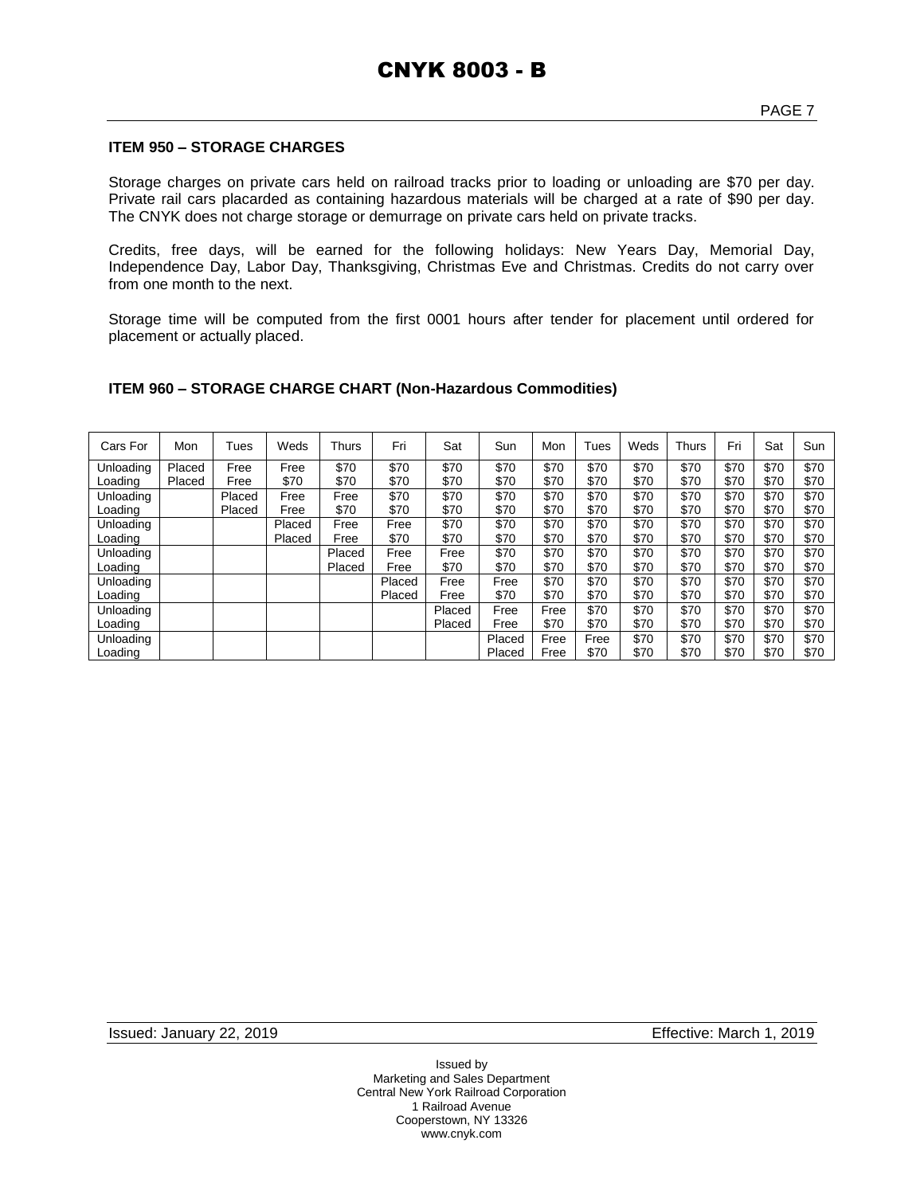# CNYK 8003 - B

### ITEM 950 – STORAGE CHARGES

Storage charges on private cars held on railroad tracks prior to loading or unloading are $70 per day. Private rail cars placarded as containing hazardous materials will be charged at a rate of $90 per day. The CNYK does not charge storage or demurrage on private cars held on private tracks.

Credits, free days, will be earned for the following holidays: New Years Day, Memorial Day, Independence Day, Labor Day, Thanksgiving, Christmas Eve and Christmas. Credits do not carry over from one month to the next.

Storage time will be computed from the first 0001 hours after tender for placement until ordered for placement or actually placed.

### ITEM 960 – STORAGE CHARGE CHART (Non-Hazardous Commodities)

| Cars For | Mon | Tues | Weds | Thurs | Fri | Sat | Sun | Mon | Tues | Weds | Thurs | Fri | Sat | Sun |
|---|---|---|---|---|---|---|---|---|---|---|---|---|---|---|
| Unloading | Placed | Free | Free | $70 | $70 | $70 | $70 | $70 | $70 | $70 | $70 | $70 | $70 | $70 |
| Loading | Placed | Free | $70 | $70 | $70 | $70 | $70 | $70 | $70 | $70 | $70 | $70 | $70 | $70 |
| Unloading | | Placed | Free | Free | $70 | $70 | $70 | $70 | $70 | $70 | $70 | $70 | $70 | $70 |
| Loading | | Placed | Free | $70 | $70 | $70 | $70 | $70 | $70 | $70 | $70 | $70 | $70 | $70 |
| Unloading | | | Placed | Free | Free | $70 | $70 | $70 | $70 | $70 | $70 | $70 | $70 | $70 |
| Loading | | | Placed | Free | $70 | $70 | $70 | $70 | $70 | $70 | $70 | $70 | $70 | $70 |
| Unloading | | | | Placed | Free | Free | $70 | $70 | $70 | $70 | $70 | $70 | $70 | $70 |
| Loading | | | | Placed | Free | $70 | $70 | $70 | $70 | $70 | $70 | $70 | $70 | $70 |
| Unloading | | | | | Placed | Free | Free | $70 | $70 | $70 | $70 | $70 | $70 | $70 |
| Loading | | | | | Placed | Free | $70 | $70 | $70 | $70 | $70 | $70 | $70 | $70 |
| Unloading | | | | | | Placed | Free | Free | $70 | $70 | $70 | $70 | $70 | $70 |
| Loading | | | | | | Placed | Free | $70 | $70 | $70 | $70 | $70 | $70 | $70 |
| Unloading | | | | | | | Placed | Free | Free | $70 | $70 | $70 | $70 | $70 |
| Loading | | | | | | | Placed | Free | $70 | $70 | $70 | $70 | $70 | $70 |

Issued: January 22, 2019 Effective: March 1, 2019

Issued by
Marketing and Sales Department
Central New York Railroad Corporation
1 Railroad Avenue
Cooperstown, NY 13326
www.cnyk.com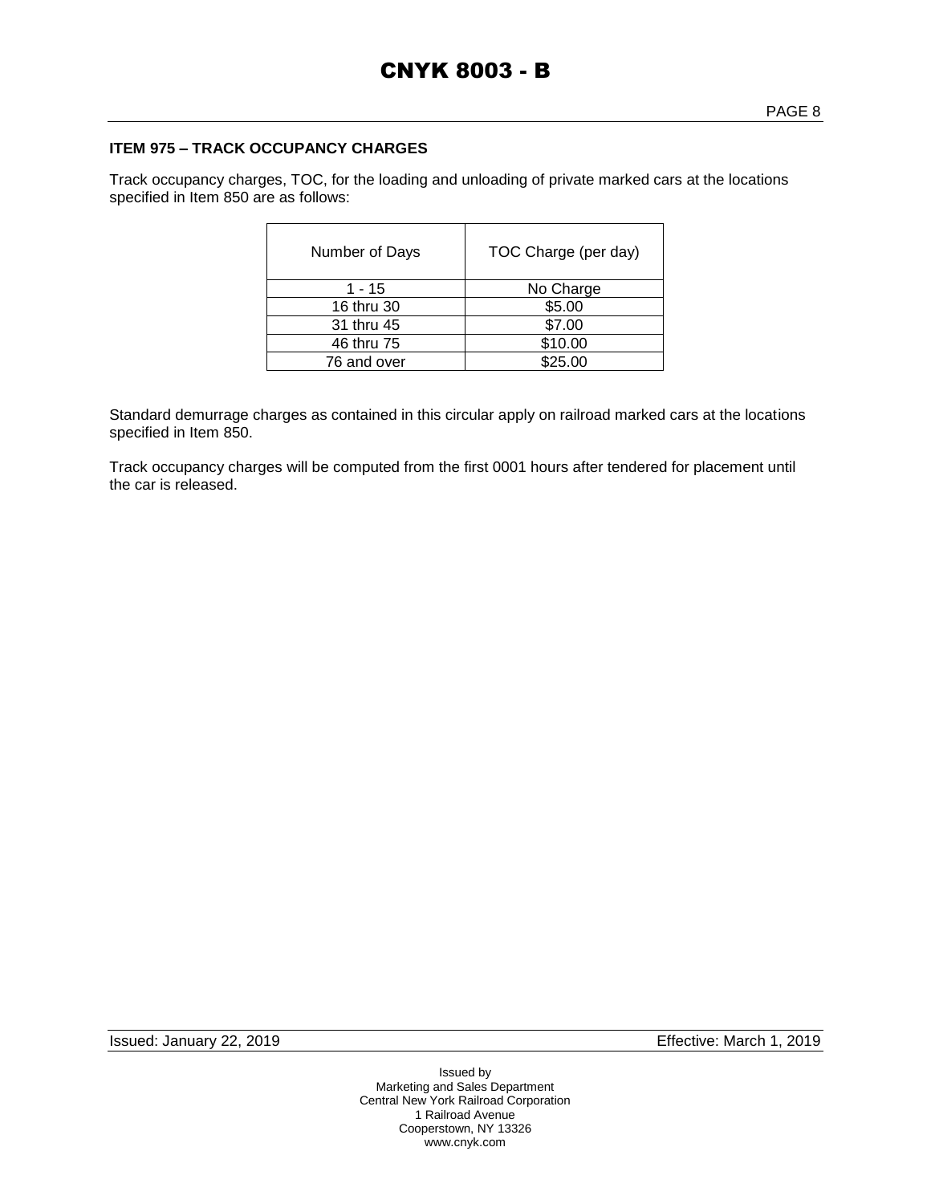### ITEM 975 – TRACK OCCUPANCY CHARGES

Track occupancy charges, TOC, for the loading and unloading of private marked cars at the locations specified in Item 850 are as follows:

| Number of Days | TOC Charge (per day) |
|---|---|
| 1 - 15 | No Charge |
| 16 thru 30 | $5.00 |
| 31 thru 45 | $7.00 |
| 46 thru 75 | $10.00 |
| 76 and over | $25.00 |

Standard demurrage charges as contained in this circular apply on railroad marked cars at the locations specified in Item 850.

Track occupancy charges will be computed from the first 0001 hours after tendered for placement until the car is released.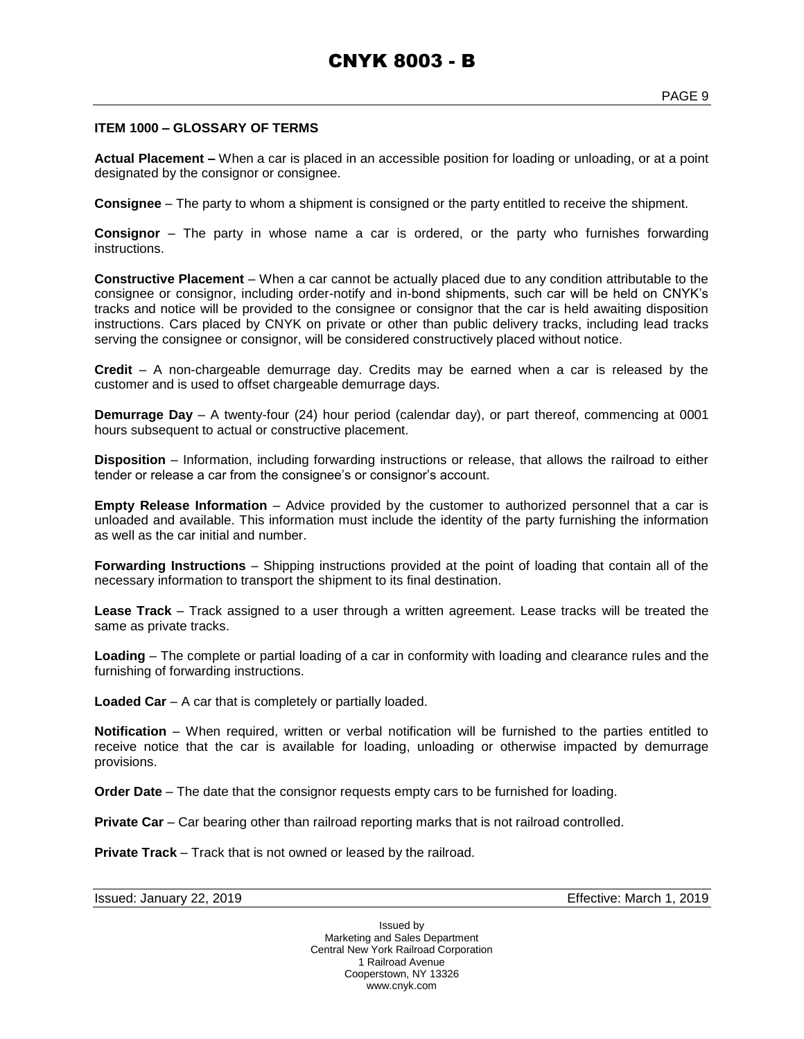## ITEM 1000 – GLOSSARY OF TERMS

**Actual Placement –** When a car is placed in an accessible position for loading or unloading, or at a point designated by the consignor or consignee.

**Consignee** – The party to whom a shipment is consigned or the party entitled to receive the shipment.

**Consignor** – The party in whose name a car is ordered, or the party who furnishes forwarding instructions.

**Constructive Placement** – When a car cannot be actually placed due to any condition attributable to the consignee or consignor, including order-notify and in-bond shipments, such car will be held on CNYK's tracks and notice will be provided to the consignee or consignor that the car is held awaiting disposition instructions. Cars placed by CNYK on private or other than public delivery tracks, including lead tracks serving the consignee or consignor, will be considered constructively placed without notice.

**Credit** – A non-chargeable demurrage day. Credits may be earned when a car is released by the customer and is used to offset chargeable demurrage days.

**Demurrage Day** – A twenty-four (24) hour period (calendar day), or part thereof, commencing at 0001 hours subsequent to actual or constructive placement.

**Disposition** – Information, including forwarding instructions or release, that allows the railroad to either tender or release a car from the consignee's or consignor's account.

**Empty Release Information** – Advice provided by the customer to authorized personnel that a car is unloaded and available. This information must include the identity of the party furnishing the information as well as the car initial and number.

**Forwarding Instructions** – Shipping instructions provided at the point of loading that contain all of the necessary information to transport the shipment to its final destination.

**Lease Track** – Track assigned to a user through a written agreement. Lease tracks will be treated the same as private tracks.

**Loading** – The complete or partial loading of a car in conformity with loading and clearance rules and the furnishing of forwarding instructions.

**Loaded Car** – A car that is completely or partially loaded.

**Notification** – When required, written or verbal notification will be furnished to the parties entitled to receive notice that the car is available for loading, unloading or otherwise impacted by demurrage provisions.

**Order Date** – The date that the consignor requests empty cars to be furnished for loading.

**Private Car** – Car bearing other than railroad reporting marks that is not railroad controlled.

**Private Track** – Track that is not owned or leased by the railroad.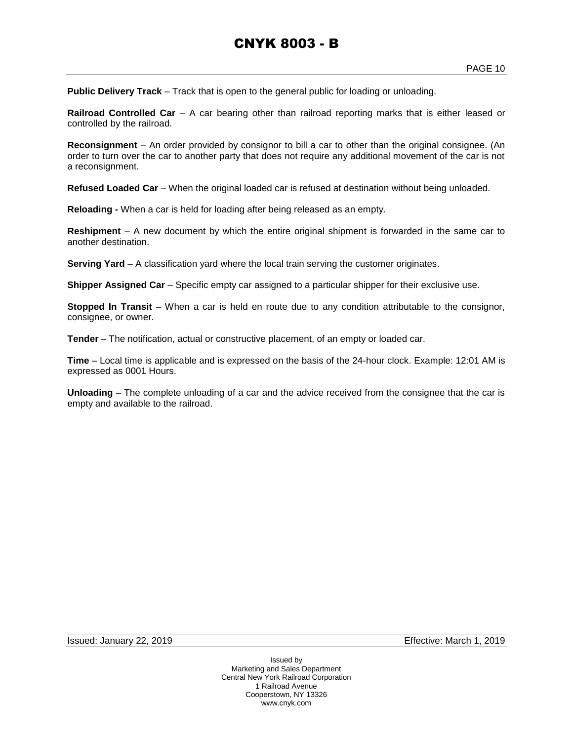**Public Delivery Track** – Track that is open to the general public for loading or unloading.

**Railroad Controlled Car** – A car bearing other than railroad reporting marks that is either leased or controlled by the railroad.

**Reconsignment** – An order provided by consignor to bill a car to other than the original consignee. (An order to turn over the car to another party that does not require any additional movement of the car is not a reconsignment.

**Refused Loaded Car** – When the original loaded car is refused at destination without being unloaded.

**Reloading -** When a car is held for loading after being released as an empty.

**Reshipment** – A new document by which the entire original shipment is forwarded in the same car to another destination.

**Serving Yard** – A classification yard where the local train serving the customer originates.

**Shipper Assigned Car** – Specific empty car assigned to a particular shipper for their exclusive use.

**Stopped In Transit** – When a car is held en route due to any condition attributable to the consignor, consignee, or owner.

**Tender** – The notification, actual or constructive placement, of an empty or loaded car.

**Time** – Local time is applicable and is expressed on the basis of the 24-hour clock. Example: 12:01 AM is expressed as 0001 Hours.

**Unloading** – The complete unloading of a car and the advice received from the consignee that the car is empty and available to the railroad.